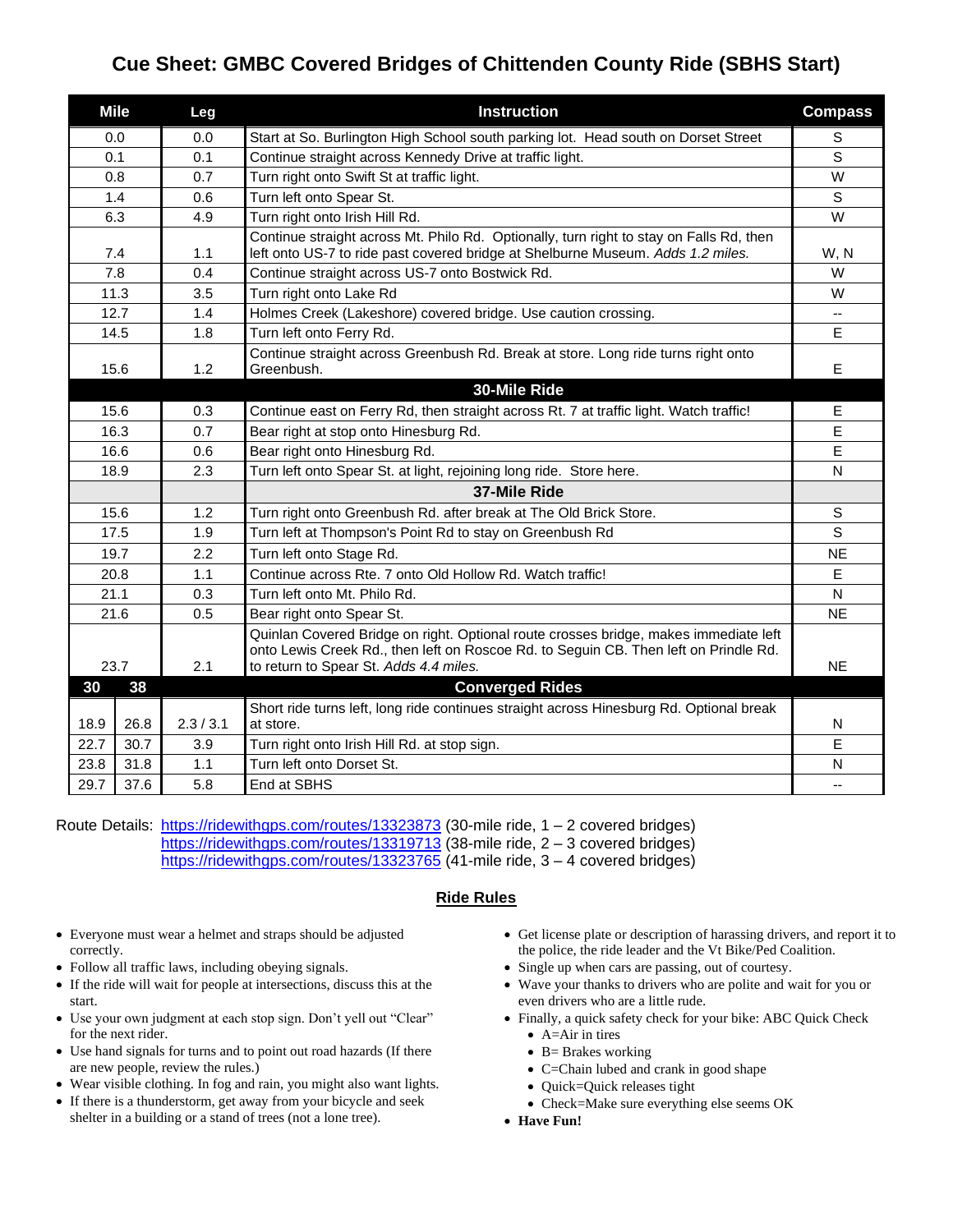# Cue Sheet: GMBC Covered Bridges of Chittenden County Ride (SBHS Start)

| Mile | | Leg | Instruction | Compass |
|---|---|---|---|---|
| 0.0 | | 0.0 | Start at So. Burlington High School south parking lot. Head south on Dorset Street | S |
| 0.1 | | 0.1 | Continue straight across Kennedy Drive at traffic light. | S |
| 0.8 | | 0.7 | Turn right onto Swift St at traffic light. | W |
| 1.4 | | 0.6 | Turn left onto Spear St. | S |
| 6.3 | | 4.9 | Turn right onto Irish Hill Rd. | W |
| 7.4 | | 1.1 | Continue straight across Mt. Philo Rd. Optionally, turn right to stay on Falls Rd, then left onto US-7 to ride past covered bridge at Shelburne Museum. *Adds 1.2 miles.* | W, N |
| 7.8 | | 0.4 | Continue straight across US-7 onto Bostwick Rd. | W |
| 11.3 | | 3.5 | Turn right onto Lake Rd | W |
| 12.7 | | 1.4 | Holmes Creek (Lakeshore) covered bridge. Use caution crossing. | -- |
| 14.5 | | 1.8 | Turn left onto Ferry Rd. | E |
| 15.6 | | 1.2 | Continue straight across Greenbush Rd. Break at store. Long ride turns right onto Greenbush. | E |
| | | | **30-Mile Ride** | |
| 15.6 | | 0.3 | Continue east on Ferry Rd, then straight across Rt. 7 at traffic light. Watch traffic! | E |
| 16.3 | | 0.7 | Bear right at stop onto Hinesburg Rd. | E |
| 16.6 | | 0.6 | Bear right onto Hinesburg Rd. | E |
| 18.9 | | 2.3 | Turn left onto Spear St. at light, rejoining long ride. Store here. | N |
| | | | **37-Mile Ride** | |
| 15.6 | | 1.2 | Turn right onto Greenbush Rd. after break at The Old Brick Store. | S |
| 17.5 | | 1.9 | Turn left at Thompson's Point Rd to stay on Greenbush Rd | S |
| 19.7 | | 2.2 | Turn left onto Stage Rd. | NE |
| 20.8 | | 1.1 | Continue across Rte. 7 onto Old Hollow Rd. Watch traffic! | E |
| 21.1 | | 0.3 | Turn left onto Mt. Philo Rd. | N |
| 21.6 | | 0.5 | Bear right onto Spear St. | NE |
| 23.7 | | 2.1 | Quinlan Covered Bridge on right. Optional route crosses bridge, makes immediate left onto Lewis Creek Rd., then left on Roscoe Rd. to Seguin CB. Then left on Prindle Rd. to return to Spear St. *Adds 4.4 miles.* | NE |
| **30** | **38** | | **Converged Rides** | |
| 18.9 | 26.8 | 2.3 / 3.1 | Short ride turns left, long ride continues straight across Hinesburg Rd. Optional break at store. | N |
| 22.7 | 30.7 | 3.9 | Turn right onto Irish Hill Rd. at stop sign. | E |
| 23.8 | 31.8 | 1.1 | Turn left onto Dorset St. | N |
| 29.7 | 37.6 | 5.8 | End at SBHS | -- |

Route Details: https://ridewithgps.com/routes/13323873 (30-mile ride, 1 – 2 covered bridges)
https://ridewithgps.com/routes/13319713 (38-mile ride, 2 – 3 covered bridges)
https://ridewithgps.com/routes/13323765 (41-mile ride, 3 – 4 covered bridges)

## Ride Rules

- Everyone must wear a helmet and straps should be adjusted correctly.
- Follow all traffic laws, including obeying signals.
- If the ride will wait for people at intersections, discuss this at the start.
- Use your own judgment at each stop sign. Don't yell out "Clear" for the next rider.
- Use hand signals for turns and to point out road hazards (If there are new people, review the rules.)
- Wear visible clothing. In fog and rain, you might also want lights.
- If there is a thunderstorm, get away from your bicycle and seek shelter in a building or a stand of trees (not a lone tree).
- Get license plate or description of harassing drivers, and report it to the police, the ride leader and the Vt Bike/Ped Coalition.
- Single up when cars are passing, out of courtesy.
- Wave your thanks to drivers who are polite and wait for you or even drivers who are a little rude.
- Finally, a quick safety check for your bike: ABC Quick Check
  - A=Air in tires
  - B= Brakes working
  - C=Chain lubed and crank in good shape
  - Quick=Quick releases tight
  - Check=Make sure everything else seems OK
- **Have Fun!**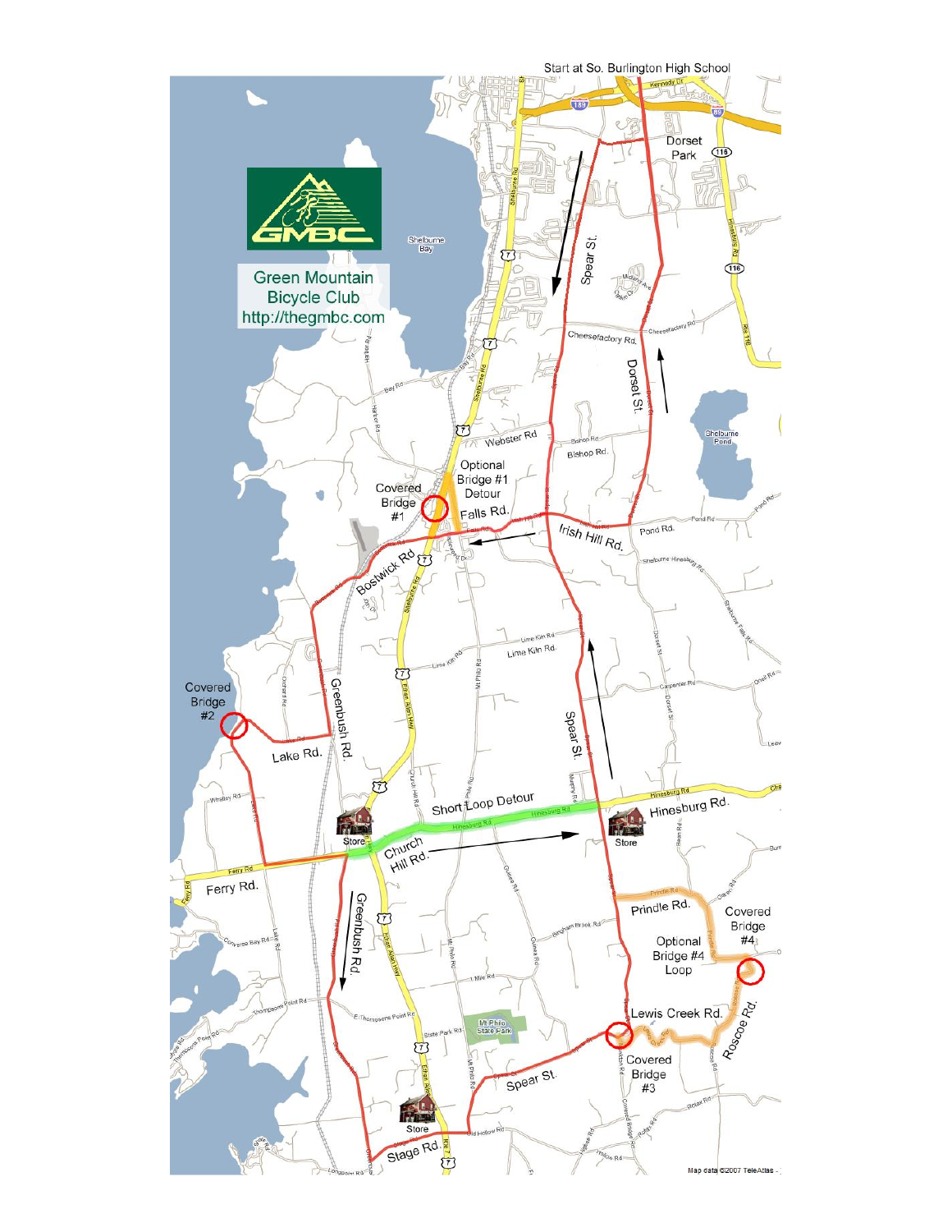Start at So. Burlington High School

Green Mountain Bicycle Club
http://thegmbc.com

Dorset Park

Spear St.

Cheesefactory Rd.

Dorset St.

Webster Rd

Bishop Rd.

Optional Bridge #1 Detour

Covered Bridge #1

Falls Rd.

Irish Hill Rd.

Pond Rd.

Bostwick Rd

Lime Kiln Rd.

Covered Bridge #2

Greenbush Rd.

Lake Rd.

Spear St.

Short Loop Detour

Hinesburg Rd.

Store

Store

Church Hill Rd.

Ferry Rd.

Greenbush Rd.

Prindle Rd.

Covered Bridge #4

Optional Bridge #4 Loop

Lewis Creek Rd.

Roscoe Rd.

Covered Bridge #3

Spear St.

Store

Stage Rd.

Map data ©2007 TeleAtlas